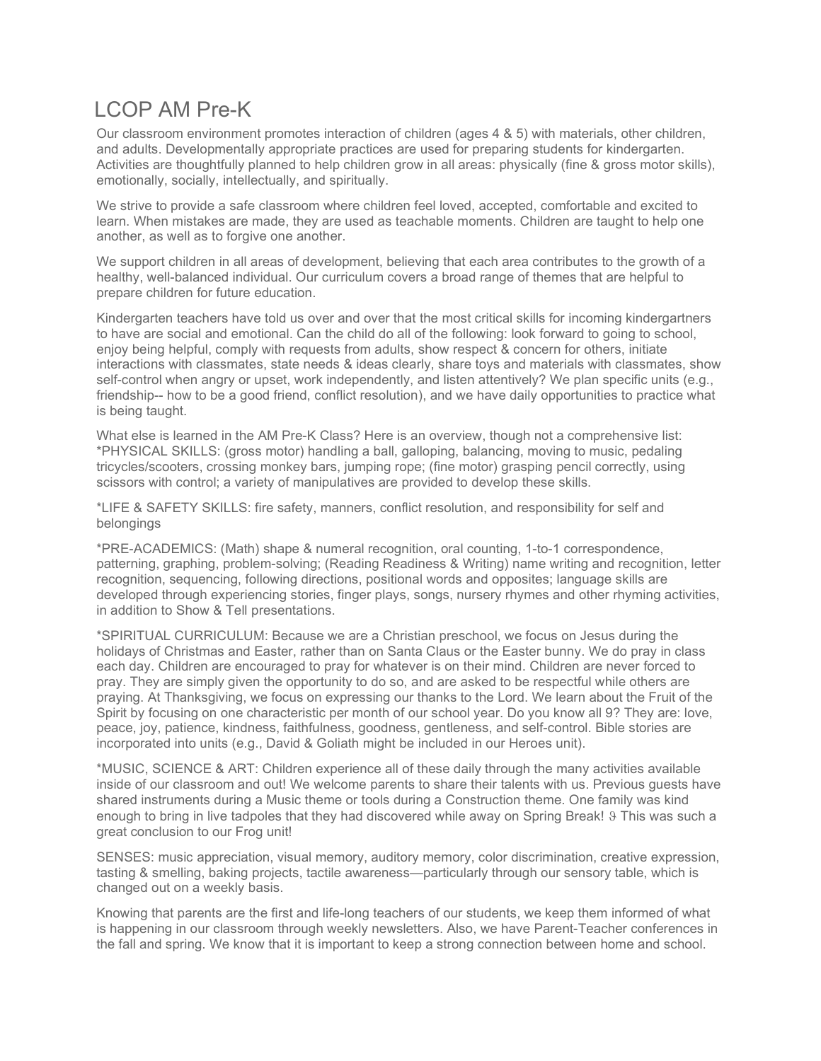# LCOP AM Pre-K

Our classroom environment promotes interaction of children (ages 4 & 5) with materials, other children, and adults. Developmentally appropriate practices are used for preparing students for kindergarten. Activities are thoughtfully planned to help children grow in all areas: physically (fine & gross motor skills), emotionally, socially, intellectually, and spiritually.

We strive to provide a safe classroom where children feel loved, accepted, comfortable and excited to learn. When mistakes are made, they are used as teachable moments. Children are taught to help one another, as well as to forgive one another.

We support children in all areas of development, believing that each area contributes to the growth of a healthy, well-balanced individual. Our curriculum covers a broad range of themes that are helpful to prepare children for future education.

Kindergarten teachers have told us over and over that the most critical skills for incoming kindergartners to have are social and emotional. Can the child do all of the following: look forward to going to school, enjoy being helpful, comply with requests from adults, show respect & concern for others, initiate interactions with classmates, state needs & ideas clearly, share toys and materials with classmates, show self-control when angry or upset, work independently, and listen attentively? We plan specific units (e.g., friendship-- how to be a good friend, conflict resolution), and we have daily opportunities to practice what is being taught.

What else is learned in the AM Pre-K Class? Here is an overview, though not a comprehensive list:
*PHYSICAL SKILLS: (gross motor) handling a ball, galloping, balancing, moving to music, pedaling tricycles/scooters, crossing monkey bars, jumping rope; (fine motor) grasping pencil correctly, using scissors with control; a variety of manipulatives are provided to develop these skills.

*LIFE & SAFETY SKILLS: fire safety, manners, conflict resolution, and responsibility for self and belongings

*PRE-ACADEMICS: (Math) shape & numeral recognition, oral counting, 1-to-1 correspondence, patterning, graphing, problem-solving; (Reading Readiness & Writing) name writing and recognition, letter recognition, sequencing, following directions, positional words and opposites; language skills are developed through experiencing stories, finger plays, songs, nursery rhymes and other rhyming activities, in addition to Show & Tell presentations.

*SPIRITUAL CURRICULUM: Because we are a Christian preschool, we focus on Jesus during the holidays of Christmas and Easter, rather than on Santa Claus or the Easter bunny. We do pray in class each day. Children are encouraged to pray for whatever is on their mind. Children are never forced to pray. They are simply given the opportunity to do so, and are asked to be respectful while others are praying. At Thanksgiving, we focus on expressing our thanks to the Lord. We learn about the Fruit of the Spirit by focusing on one characteristic per month of our school year. Do you know all 9? They are: love, peace, joy, patience, kindness, faithfulness, goodness, gentleness, and self-control. Bible stories are incorporated into units (e.g., David & Goliath might be included in our Heroes unit).

*MUSIC, SCIENCE & ART: Children experience all of these daily through the many activities available inside of our classroom and out! We welcome parents to share their talents with us. Previous guests have shared instruments during a Music theme or tools during a Construction theme. One family was kind enough to bring in live tadpoles that they had discovered while away on Spring Break! ϑ This was such a great conclusion to our Frog unit!

SENSES: music appreciation, visual memory, auditory memory, color discrimination, creative expression, tasting & smelling, baking projects, tactile awareness—particularly through our sensory table, which is changed out on a weekly basis.

Knowing that parents are the first and life-long teachers of our students, we keep them informed of what is happening in our classroom through weekly newsletters. Also, we have Parent-Teacher conferences in the fall and spring. We know that it is important to keep a strong connection between home and school.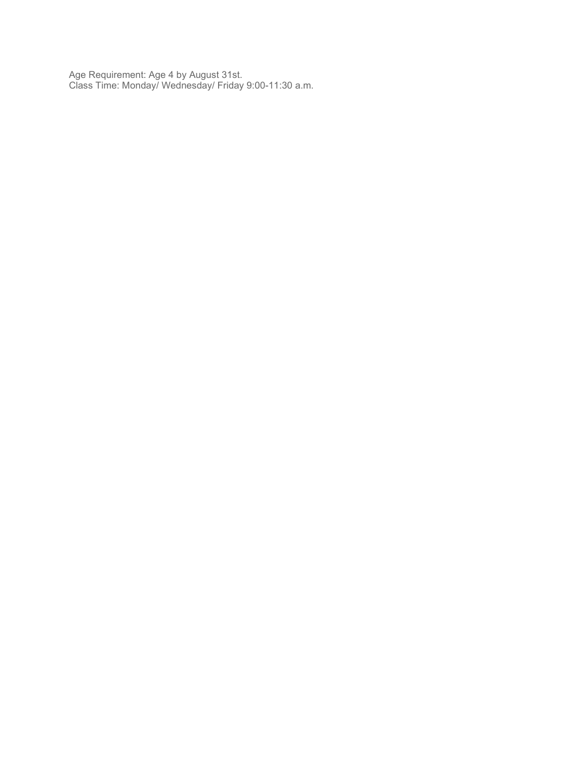Age Requirement: Age 4 by August 31st.
Class Time: Monday/ Wednesday/ Friday 9:00-11:30 a.m.